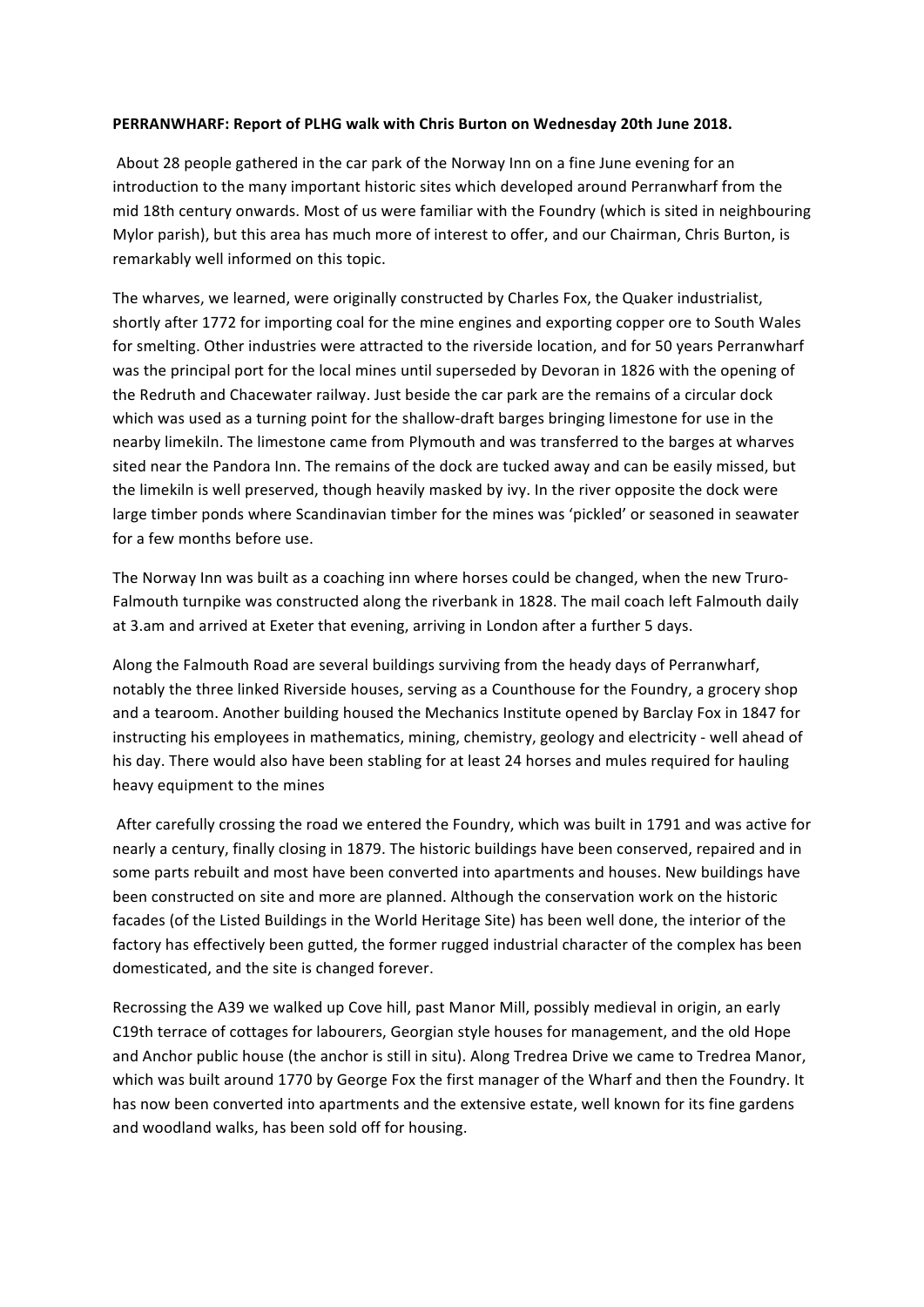**PERRANWHARF: Report of PLHG walk with Chris Burton on Wednesday 20th June 2018.**

About 28 people gathered in the car park of the Norway Inn on a fine June evening for an introduction to the many important historic sites which developed around Perranwharf from the mid 18th century onwards. Most of us were familiar with the Foundry (which is sited in neighbouring Mylor parish), but this area has much more of interest to offer, and our Chairman, Chris Burton, is remarkably well informed on this topic.

The wharves, we learned, were originally constructed by Charles Fox, the Quaker industrialist, shortly after 1772 for importing coal for the mine engines and exporting copper ore to South Wales for smelting. Other industries were attracted to the riverside location, and for 50 years Perranwharf was the principal port for the local mines until superseded by Devoran in 1826 with the opening of the Redruth and Chacewater railway. Just beside the car park are the remains of a circular dock which was used as a turning point for the shallow-draft barges bringing limestone for use in the nearby limekiln. The limestone came from Plymouth and was transferred to the barges at wharves sited near the Pandora Inn. The remains of the dock are tucked away and can be easily missed, but the limekiln is well preserved, though heavily masked by ivy. In the river opposite the dock were large timber ponds where Scandinavian timber for the mines was 'pickled' or seasoned in seawater for a few months before use.

The Norway Inn was built as a coaching inn where horses could be changed, when the new Truro-Falmouth turnpike was constructed along the riverbank in 1828. The mail coach left Falmouth daily at 3.am and arrived at Exeter that evening, arriving in London after a further 5 days.

Along the Falmouth Road are several buildings surviving from the heady days of Perranwharf, notably the three linked Riverside houses, serving as a Counthouse for the Foundry, a grocery shop and a tearoom. Another building housed the Mechanics Institute opened by Barclay Fox in 1847 for instructing his employees in mathematics, mining, chemistry, geology and electricity - well ahead of his day. There would also have been stabling for at least 24 horses and mules required for hauling heavy equipment to the mines

After carefully crossing the road we entered the Foundry, which was built in 1791 and was active for nearly a century, finally closing in 1879. The historic buildings have been conserved, repaired and in some parts rebuilt and most have been converted into apartments and houses. New buildings have been constructed on site and more are planned. Although the conservation work on the historic facades (of the Listed Buildings in the World Heritage Site) has been well done, the interior of the factory has effectively been gutted, the former rugged industrial character of the complex has been domesticated, and the site is changed forever.

Recrossing the A39 we walked up Cove hill, past Manor Mill, possibly medieval in origin, an early C19th terrace of cottages for labourers, Georgian style houses for management, and the old Hope and Anchor public house (the anchor is still in situ). Along Tredrea Drive we came to Tredrea Manor, which was built around 1770 by George Fox the first manager of the Wharf and then the Foundry. It has now been converted into apartments and the extensive estate, well known for its fine gardens and woodland walks, has been sold off for housing.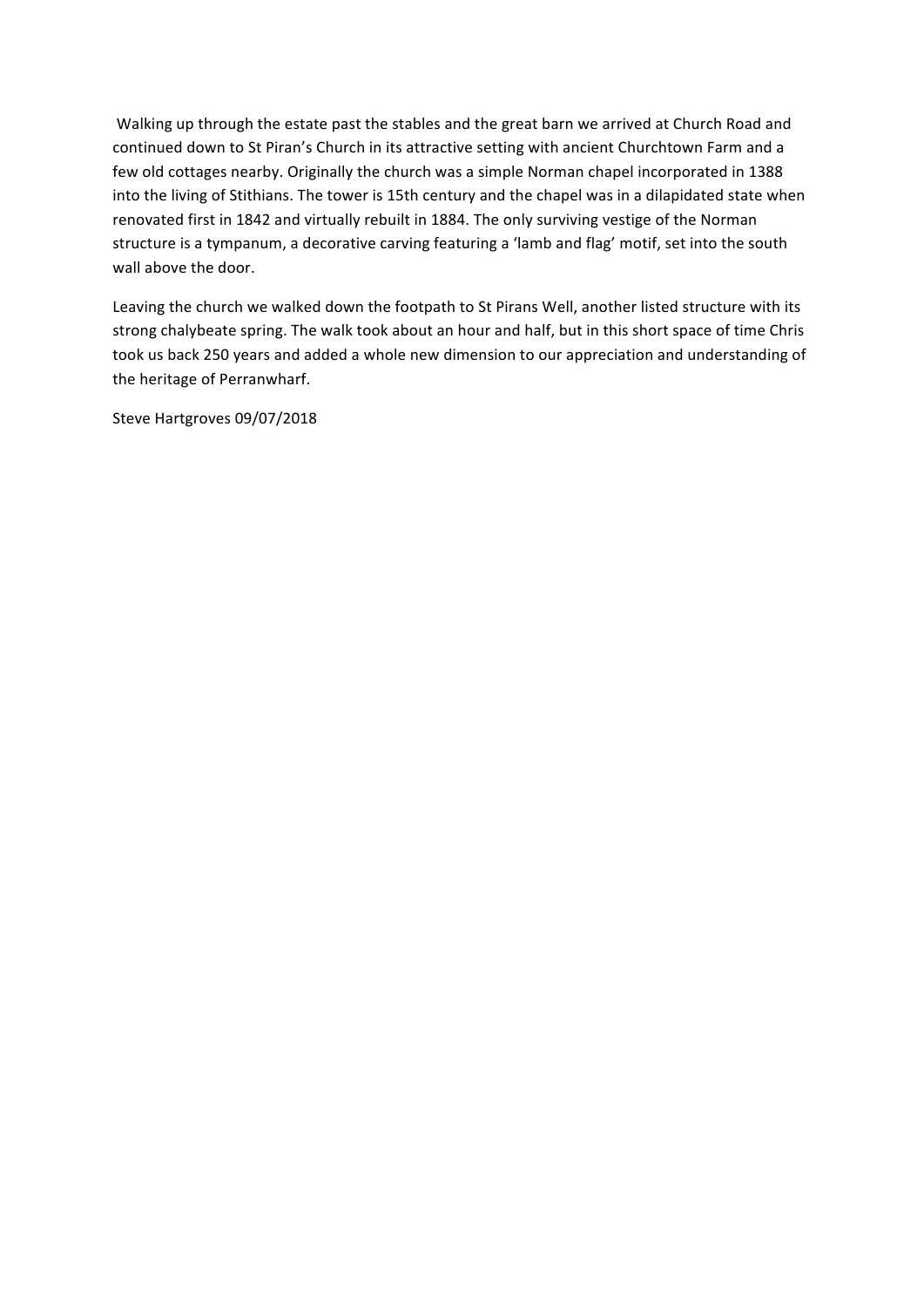Walking up through the estate past the stables and the great barn we arrived at Church Road and continued down to St Piran's Church in its attractive setting with ancient Churchtown Farm and a few old cottages nearby. Originally the church was a simple Norman chapel incorporated in 1388 into the living of Stithians. The tower is 15th century and the chapel was in a dilapidated state when renovated first in 1842 and virtually rebuilt in 1884. The only surviving vestige of the Norman structure is a tympanum, a decorative carving featuring a 'lamb and flag' motif, set into the south wall above the door.

Leaving the church we walked down the footpath to St Pirans Well, another listed structure with its strong chalybeate spring. The walk took about an hour and half, but in this short space of time Chris took us back 250 years and added a whole new dimension to our appreciation and understanding of the heritage of Perranwharf.

Steve Hartgroves 09/07/2018